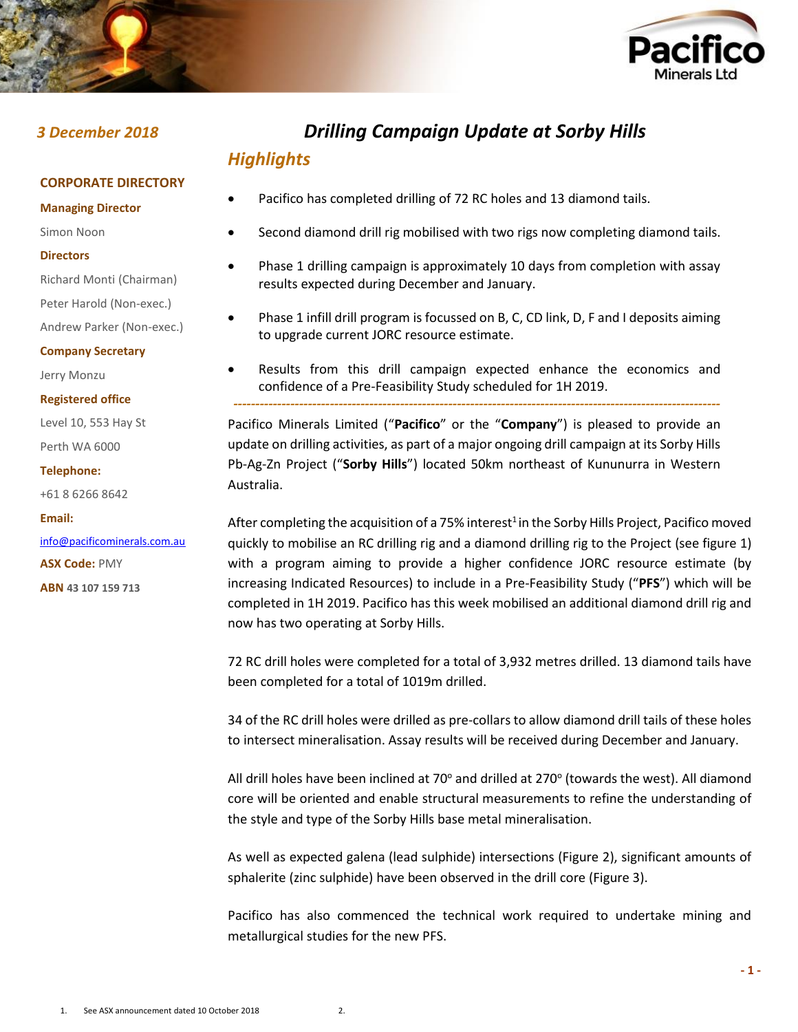*3 December 2018*

**CORPORATE DIRECTORY**

**Managing Director**

Simon Noon

**Directors**

Richard Monti (Chairman)

Peter Harold (Non-exec.)

Andrew Parker (Non-exec.)

**Company Secretary**

Jerry Monzu

**Registered office**

Level 10, 553 Hay St

Perth WA 6000

**Telephone:**

+61 8 6266 8642

**Email:**

info@pacificominerals.com.au

**ASX Code:** PMY

**ABN** 43 107 159 713

# *Drilling Campaign Update at Sorby Hills*

## *Highlights*

- Pacifico has completed drilling of 72 RC holes and 13 diamond tails.
- Second diamond drill rig mobilised with two rigs now completing diamond tails.
- Phase 1 drilling campaign is approximately 10 days from completion with assay results expected during December and January.
- Phase 1 infill drill program is focussed on B, C, CD link, D, F and I deposits aiming to upgrade current JORC resource estimate.
- Results from this drill campaign expected enhance the economics and confidence of a Pre-Feasibility Study scheduled for 1H 2019.

---

Pacifico Minerals Limited ("**Pacifico**" or the "**Company**") is pleased to provide an update on drilling activities, as part of a major ongoing drill campaign at its Sorby Hills Pb-Ag-Zn Project ("**Sorby Hills**") located 50km northeast of Kununurra in Western Australia.

After completing the acquisition of a 75% interest[1] in the Sorby Hills Project, Pacifico moved quickly to mobilise an RC drilling rig and a diamond drilling rig to the Project (see figure 1) with a program aiming to provide a higher confidence JORC resource estimate (by increasing Indicated Resources) to include in a Pre-Feasibility Study ("**PFS**") which will be completed in 1H 2019. Pacifico has this week mobilised an additional diamond drill rig and now has two operating at Sorby Hills.

72 RC drill holes were completed for a total of 3,932 metres drilled. 13 diamond tails have been completed for a total of 1019m drilled.

34 of the RC drill holes were drilled as pre-collars to allow diamond drill tails of these holes to intersect mineralisation. Assay results will be received during December and January.

All drill holes have been inclined at 70$^{o}$ and drilled at 270$^{o}$ (towards the west). All diamond core will be oriented and enable structural measurements to refine the understanding of the style and type of the Sorby Hills base metal mineralisation.

As well as expected galena (lead sulphide) intersections (Figure 2), significant amounts of sphalerite (zinc sulphide) have been observed in the drill core (Figure 3).

Pacifico has also commenced the technical work required to undertake mining and metallurgical studies for the new PFS.

1. See ASX announcement dated 10 October 2018

2.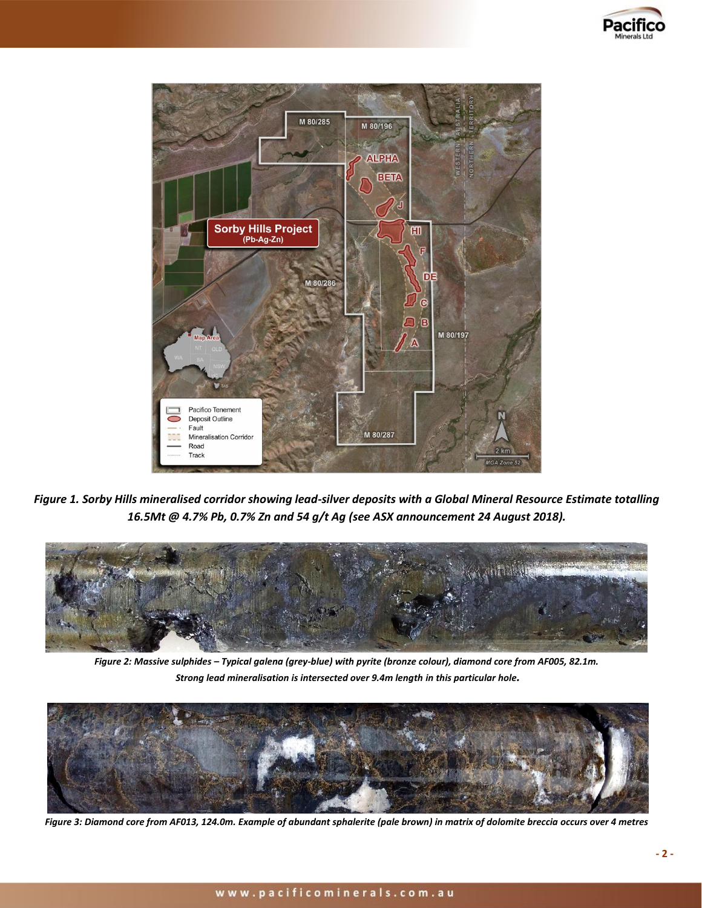*Figure 1. Sorby Hills mineralised corridor showing lead-silver deposits with a Global Mineral Resource Estimate totalling 16.5Mt @ 4.7% Pb, 0.7% Zn and 54 g/t Ag (see ASX announcement 24 August 2018).*

*Figure 2: Massive sulphides – Typical galena (grey-blue) with pyrite (bronze colour), diamond core from AF005, 82.1m. Strong lead mineralisation is intersected over 9.4m length in this particular hole.*

*Figure 3: Diamond core from AF013, 124.0m. Example of abundant sphalerite (pale brown) in matrix of dolomite breccia occurs over 4 metres*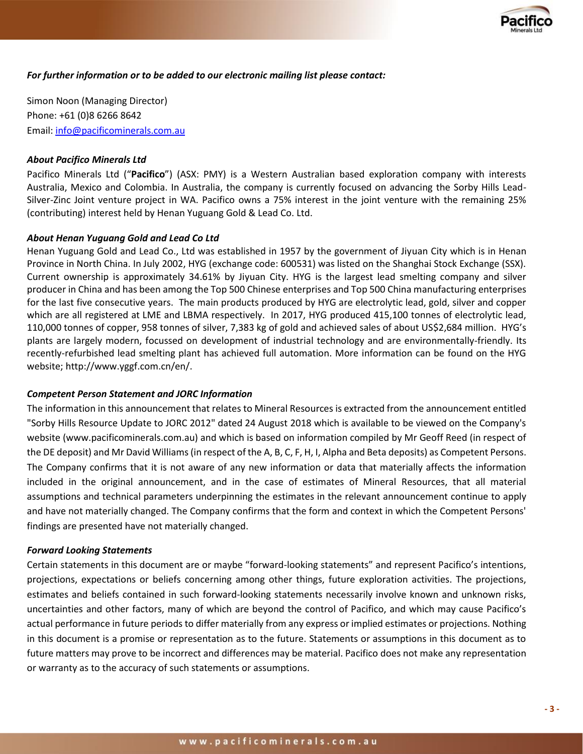***For further information or to be added to our electronic mailing list please contact:***

Simon Noon (Managing Director)
Phone: +61 (0)8 6266 8642
Email: info@pacificominerals.com.au

***About Pacifico Minerals Ltd***

Pacifico Minerals Ltd ("**Pacifico**") (ASX: PMY) is a Western Australian based exploration company with interests Australia, Mexico and Colombia. In Australia, the company is currently focused on advancing the Sorby Hills Lead-Silver-Zinc Joint venture project in WA. Pacifico owns a 75% interest in the joint venture with the remaining 25% (contributing) interest held by Henan Yuguang Gold & Lead Co. Ltd.

***About Henan Yuguang Gold and Lead Co Ltd***

Henan Yuguang Gold and Lead Co., Ltd was established in 1957 by the government of Jiyuan City which is in Henan Province in North China. In July 2002, HYG (exchange code: 600531) was listed on the Shanghai Stock Exchange (SSX). Current ownership is approximately 34.61% by Jiyuan City. HYG is the largest lead smelting company and silver producer in China and has been among the Top 500 Chinese enterprises and Top 500 China manufacturing enterprises for the last five consecutive years. The main products produced by HYG are electrolytic lead, gold, silver and copper which are all registered at LME and LBMA respectively. In 2017, HYG produced 415,100 tonnes of electrolytic lead, 110,000 tonnes of copper, 958 tonnes of silver, 7,383 kg of gold and achieved sales of about US$2,684 million. HYG's plants are largely modern, focussed on development of industrial technology and are environmentally-friendly. Its recently-refurbished lead smelting plant has achieved full automation. More information can be found on the HYG website; http://www.yggf.com.cn/en/.

***Competent Person Statement and JORC Information***

The information in this announcement that relates to Mineral Resources is extracted from the announcement entitled "Sorby Hills Resource Update to JORC 2012" dated 24 August 2018 which is available to be viewed on the Company's website (www.pacificominerals.com.au) and which is based on information compiled by Mr Geoff Reed (in respect of the DE deposit) and Mr David Williams (in respect of the A, B, C, F, H, I, Alpha and Beta deposits) as Competent Persons. The Company confirms that it is not aware of any new information or data that materially affects the information included in the original announcement, and in the case of estimates of Mineral Resources, that all material assumptions and technical parameters underpinning the estimates in the relevant announcement continue to apply and have not materially changed. The Company confirms that the form and context in which the Competent Persons' findings are presented have not materially changed.

***Forward Looking Statements***

Certain statements in this document are or maybe "forward-looking statements" and represent Pacifico's intentions, projections, expectations or beliefs concerning among other things, future exploration activities. The projections, estimates and beliefs contained in such forward-looking statements necessarily involve known and unknown risks, uncertainties and other factors, many of which are beyond the control of Pacifico, and which may cause Pacifico's actual performance in future periods to differ materially from any express or implied estimates or projections. Nothing in this document is a promise or representation as to the future. Statements or assumptions in this document as to future matters may prove to be incorrect and differences may be material. Pacifico does not make any representation or warranty as to the accuracy of such statements or assumptions.